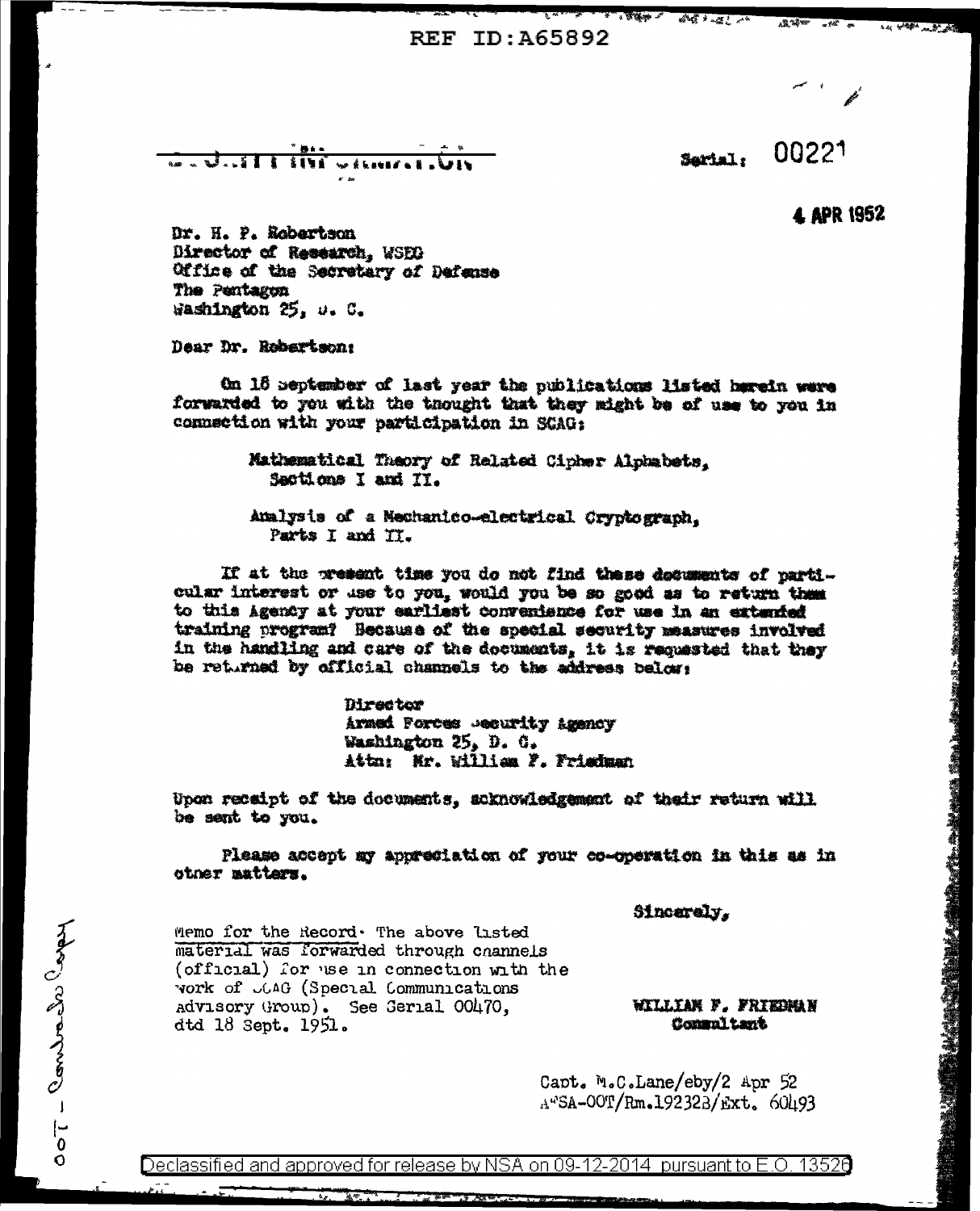REF ID:A65892

CONFIDENTIAL

Serial: 00221

4 APR 1952

Dr. H. P. Robertson
Director of Research, WSEG
Office of the Secretary of Defense
The Pentagon
Washington 25, D. C.

Dear Dr. Robertson:

On 18 September of last year the publications listed herein were forwarded to you with the thought that they might be of use to you in connection with your participation in SCAG:

> Mathematical Theory of Related Cipher Alphabets, Sections I and II.
>
> Analysis of a Mechanico-electrical Cryptograph, Parts I and II.

If at the present time you do not find these documents of particular interest or use to you, would you be so good as to return them to this Agency at your earliest convenience for use in an extended training program? Because of the special security measures involved in the handling and care of the documents, it is requested that they be returned by official channels to the address below:

> Director
> Armed Forces Security Agency
> Washington 25, D. C.
> Attn: Mr. William F. Friedman

Upon receipt of the documents, acknowledgement of their return will be sent to you.

Please accept my appreciation of your co-operation in this as in other matters.

Sincerely,

WILLIAM F. FRIEDMAN
Consultant

Memo for the Record. The above listed material was forwarded through channels (official) for use in connection with the work of SCAG (Special Communications Advisory Group). See Serial 00470, dtd 18 Sept. 1951.

Capt. M.C.Lane/eby/2 Apr 52
AFSA-00T/Rm.19232B/Ext. 60493

00T - Comeback Copy

Declassified and approved for release by NSA on 09-12-2014 pursuant to E.O. 13526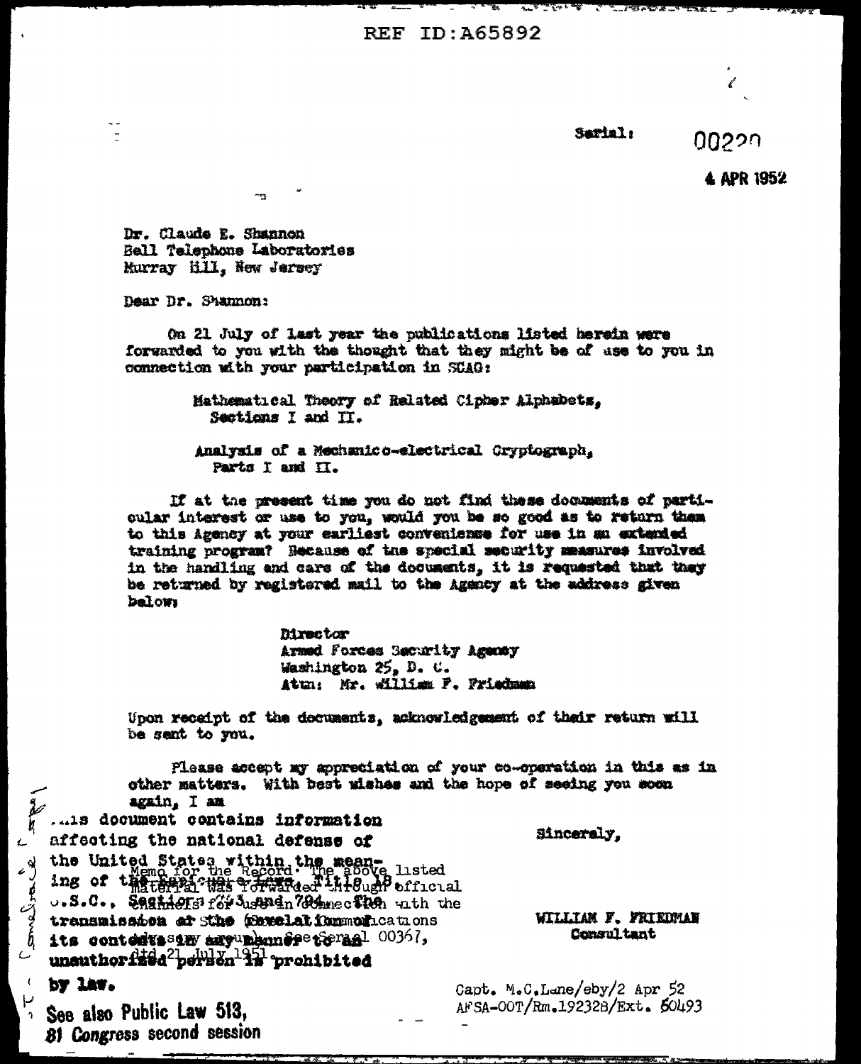REF ID:A65892

Serial: 00220

4 APR 1952

Dr. Claude E. Shannon
Bell Telephone Laboratories
Murray Hill, New Jersey

Dear Dr. Shannon:

On 21 July of last year the publications listed herein were forwarded to you with the thought that they might be of use to you in connection with your participation in SCAG:

Mathematical Theory of Related Cipher Alphabets, Sections I and II.

Analysis of a Mechanico-electrical Cryptograph, Parts I and II.

If at the present time you do not find these documents of particular interest or use to you, would you be so good as to return them to this Agency at your earliest convenience for use in an extended training program? Because of the special security measures involved in the handling and care of the documents, it is requested that they be returned by registered mail to the Agency at the address given below:

Director
Armed Forces Security Agency
Washington 25, D. C.
Attn: Mr. William F. Friedman

Upon receipt of the documents, acknowledgement of their return will be sent to you.

Please accept my appreciation of your co-operation in this as in other matters. With best wishes and the hope of seeing you soon again, I am

Sincerely,

WILLIAM F. FRIEDMAN
Consultant

Memo for the Record: The above listed material was forwarded through official channels for use in connection with the SCAG. See Serial 00367, dtd 21 July 1951.

Capt. M.C.Lane/eby/2 Apr 52
AFSA-00T/Rm.19232B/Ext. 60493

This document contains information affecting the national defense of the United States within the meaning of the Espionage Laws, Title 18 U.S.C., Sections 793 and 794. The transmission or the revelation of its contents in any manner to an unauthorized person is prohibited by law.

See also Public Law 513, 81 Congress second session